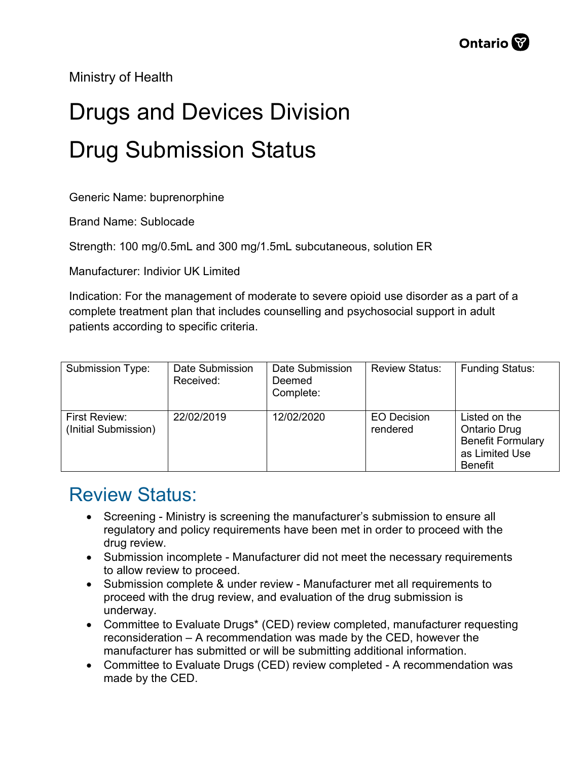Ministry of Health

# Drugs and Devices Division

# Drug Submission Status

Generic Name: buprenorphine

Brand Name: Sublocade

Strength: 100 mg/0.5mL and 300 mg/1.5mL subcutaneous, solution ER

Manufacturer: Indivior UK Limited

Indication: For the management of moderate to severe opioid use disorder as a part of a complete treatment plan that includes counselling and psychosocial support in adult patients according to specific criteria.

| Submission Type: | Date Submission Received: | Date Submission Deemed Complete: | Review Status: | Funding Status: |
|---|---|---|---|---|
| First Review: (Initial Submission) | 22/02/2019 | 12/02/2020 | EO Decision rendered | Listed on the Ontario Drug Benefit Formulary as Limited Use Benefit |

## Review Status:

- Screening - Ministry is screening the manufacturer's submission to ensure all regulatory and policy requirements have been met in order to proceed with the drug review.
- Submission incomplete - Manufacturer did not meet the necessary requirements to allow review to proceed.
- Submission complete & under review - Manufacturer met all requirements to proceed with the drug review, and evaluation of the drug submission is underway.
- Committee to Evaluate Drugs* (CED) review completed, manufacturer requesting reconsideration – A recommendation was made by the CED, however the manufacturer has submitted or will be submitting additional information.
- Committee to Evaluate Drugs (CED) review completed - A recommendation was made by the CED.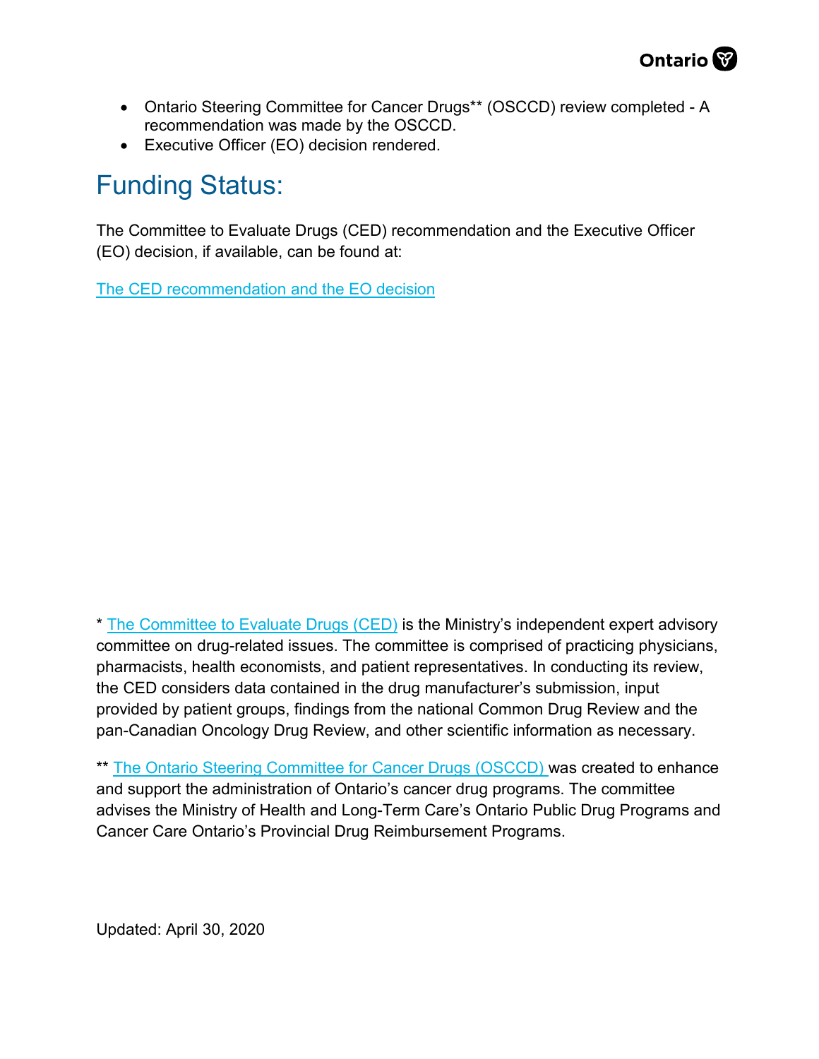- Ontario Steering Committee for Cancer Drugs** (OSCCD) review completed - A recommendation was made by the OSCCD.
- Executive Officer (EO) decision rendered.

## Funding Status:

The Committee to Evaluate Drugs (CED) recommendation and the Executive Officer (EO) decision, if available, can be found at:

The CED recommendation and the EO decision

* The Committee to Evaluate Drugs (CED) is the Ministry's independent expert advisory committee on drug-related issues. The committee is comprised of practicing physicians, pharmacists, health economists, and patient representatives. In conducting its review, the CED considers data contained in the drug manufacturer's submission, input provided by patient groups, findings from the national Common Drug Review and the pan-Canadian Oncology Drug Review, and other scientific information as necessary.

** The Ontario Steering Committee for Cancer Drugs (OSCCD) was created to enhance and support the administration of Ontario's cancer drug programs. The committee advises the Ministry of Health and Long-Term Care's Ontario Public Drug Programs and Cancer Care Ontario's Provincial Drug Reimbursement Programs.

Updated: April 30, 2020